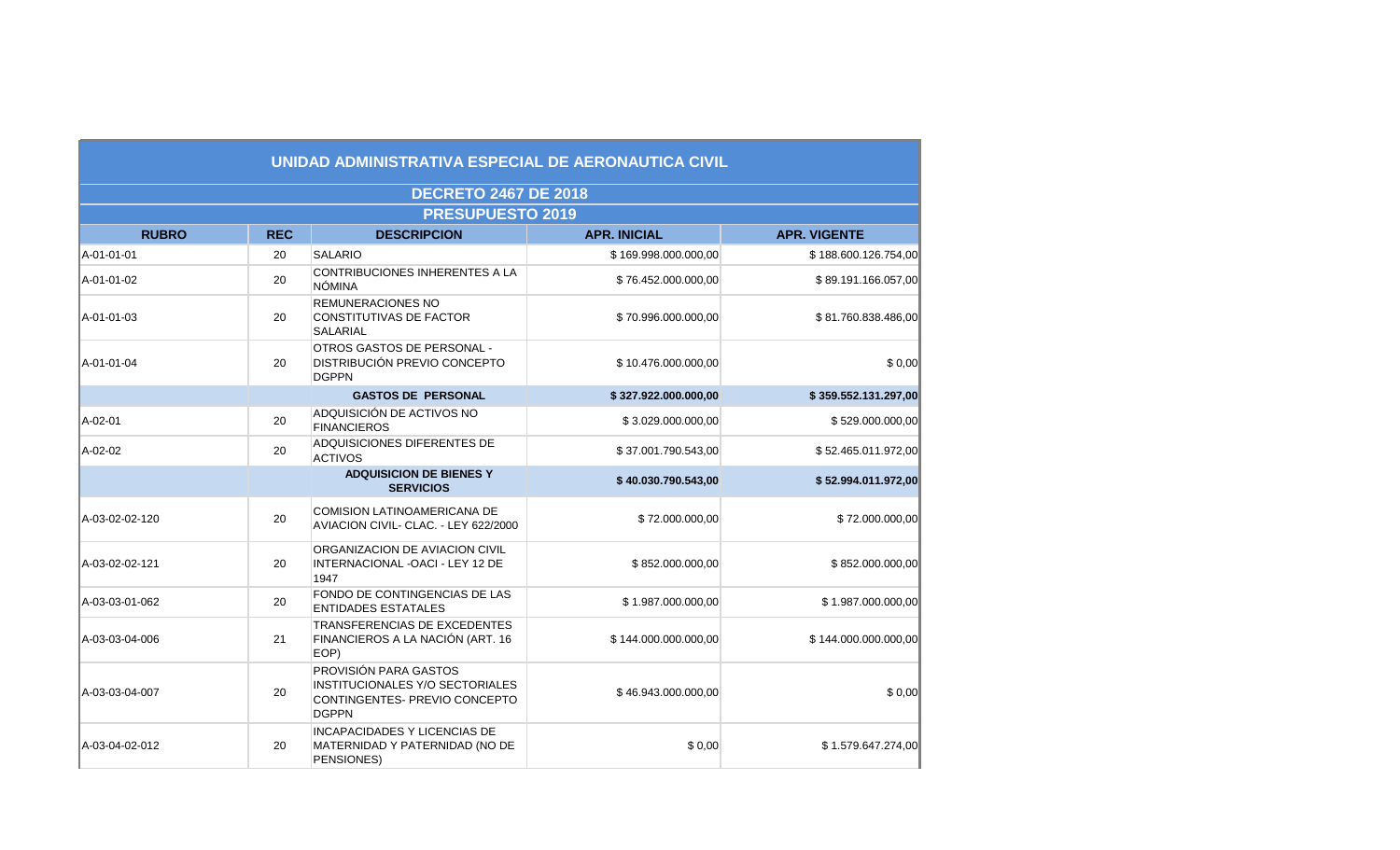| UNIDAD ADMINISTRATIVA ESPECIAL DE AERONAUTICA CIVIL | | | | |
|---|---|---|---|---|
| DECRETO 2467 DE 2018 | | | | |
| PRESUPUESTO 2019 | | | | |
| **RUBRO** | **REC** | **DESCRIPCION** | **APR. INICIAL** | **APR. VIGENTE** |
| A-01-01-01 | 20 | SALARIO | $ 169.998.000.000,00 | $ 188.600.126.754,00 |
| A-01-01-02 | 20 | CONTRIBUCIONES INHERENTES A LA NÓMINA | $ 76.452.000.000,00 | $ 89.191.166.057,00 |
| A-01-01-03 | 20 | REMUNERACIONES NO CONSTITUTIVAS DE FACTOR SALARIAL | $ 70.996.000.000,00 | $ 81.760.838.486,00 |
| A-01-01-04 | 20 | OTROS GASTOS DE PERSONAL - DISTRIBUCIÓN PREVIO CONCEPTO DGPPN | $ 10.476.000.000,00 | $ 0,00 |
| | | **GASTOS DE PERSONAL** | **$ 327.922.000.000,00** | **$ 359.552.131.297,00** |
| A-02-01 | 20 | ADQUISICIÓN DE ACTIVOS NO FINANCIEROS | $ 3.029.000.000,00 | $ 529.000.000,00 |
| A-02-02 | 20 | ADQUISICIONES DIFERENTES DE ACTIVOS | $ 37.001.790.543,00 | $ 52.465.011.972,00 |
| | | **ADQUISICION DE BIENES Y SERVICIOS** | **$ 40.030.790.543,00** | **$ 52.994.011.972,00** |
| A-03-02-02-120 | 20 | COMISION LATINOAMERICANA DE AVIACION CIVIL- CLAC. - LEY 622/2000 | $ 72.000.000,00 | $ 72.000.000,00 |
| A-03-02-02-121 | 20 | ORGANIZACION DE AVIACION CIVIL INTERNACIONAL -OACI - LEY 12 DE 1947 | $ 852.000.000,00 | $ 852.000.000,00 |
| A-03-03-01-062 | 20 | FONDO DE CONTINGENCIAS DE LAS ENTIDADES ESTATALES | $ 1.987.000.000,00 | $ 1.987.000.000,00 |
| A-03-03-04-006 | 21 | TRANSFERENCIAS DE EXCEDENTES FINANCIEROS A LA NACIÓN (ART. 16 EOP) | $ 144.000.000.000,00 | $ 144.000.000.000,00 |
| A-03-03-04-007 | 20 | PROVISIÓN PARA GASTOS INSTITUCIONALES Y/O SECTORIALES CONTINGENTES- PREVIO CONCEPTO DGPPN | $ 46.943.000.000,00 | $ 0,00 |
| A-03-04-02-012 | 20 | INCAPACIDADES Y LICENCIAS DE MATERNIDAD Y PATERNIDAD (NO DE PENSIONES) | $ 0,00 | $ 1.579.647.274,00 |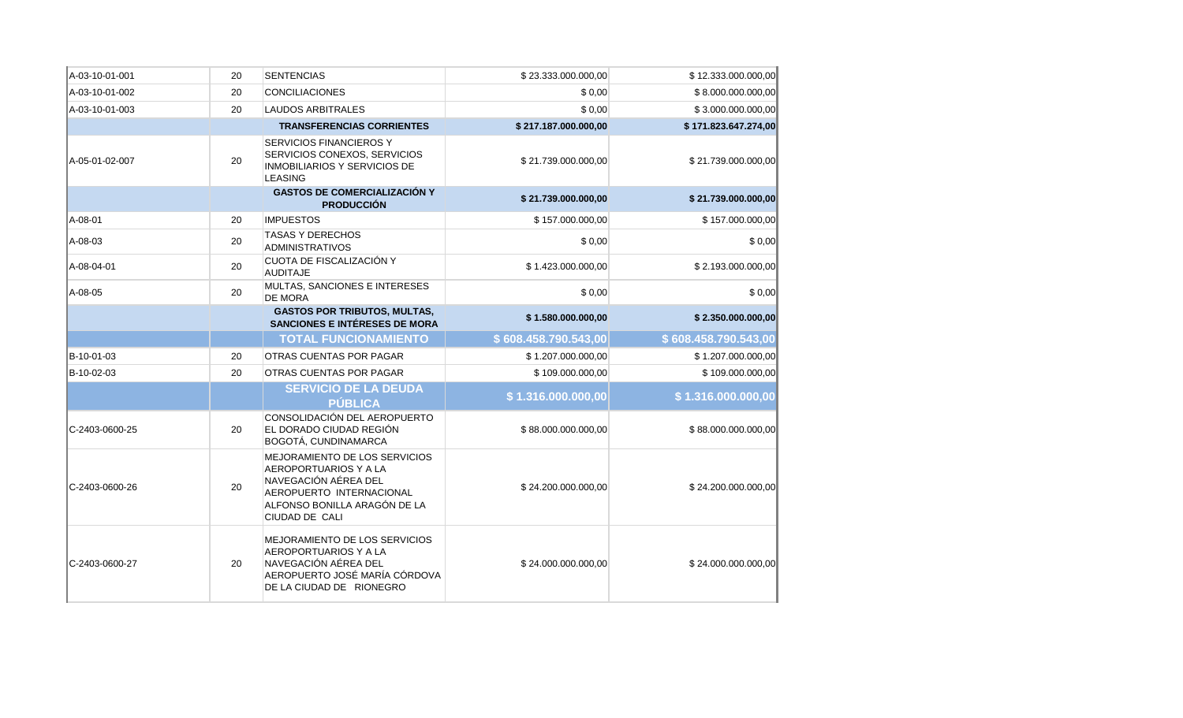| | | | | |
|---|---|---|---|---|
| A-03-10-01-001 | 20 | SENTENCIAS | $ 23.333.000.000,00 | $ 12.333.000.000,00 |
| A-03-10-01-002 | 20 | CONCILIACIONES | $ 0,00 | $ 8.000.000.000,00 |
| A-03-10-01-003 | 20 | LAUDOS ARBITRALES | $ 0,00 | $ 3.000.000.000,00 |
| | | **TRANSFERENCIAS CORRIENTES** | **$ 217.187.000.000,00** | **$ 171.823.647.274,00** |
| A-05-01-02-007 | 20 | SERVICIOS FINANCIEROS Y SERVICIOS CONEXOS, SERVICIOS INMOBILIARIOS Y SERVICIOS DE LEASING | $ 21.739.000.000,00 | $ 21.739.000.000,00 |
| | | **GASTOS DE COMERCIALIZACIÓN Y PRODUCCIÓN** | **$ 21.739.000.000,00** | **$ 21.739.000.000,00** |
| A-08-01 | 20 | IMPUESTOS | $ 157.000.000,00 | $ 157.000.000,00 |
| A-08-03 | 20 | TASAS Y DERECHOS ADMINISTRATIVOS | $ 0,00 | $ 0,00 |
| A-08-04-01 | 20 | CUOTA DE FISCALIZACIÓN Y AUDITAJE | $ 1.423.000.000,00 | $ 2.193.000.000,00 |
| A-08-05 | 20 | MULTAS, SANCIONES E INTERESES DE MORA | $ 0,00 | $ 0,00 |
| | | **GASTOS POR TRIBUTOS, MULTAS, SANCIONES E INTÉRESES DE MORA** | **$ 1.580.000.000,00** | **$ 2.350.000.000,00** |
| | | **TOTAL FUNCIONAMIENTO** | **$ 608.458.790.543,00** | **$ 608.458.790.543,00** |
| B-10-01-03 | 20 | OTRAS CUENTAS POR PAGAR | $ 1.207.000.000,00 | $ 1.207.000.000,00 |
| B-10-02-03 | 20 | OTRAS CUENTAS POR PAGAR | $ 109.000.000,00 | $ 109.000.000,00 |
| | | **SERVICIO DE LA DEUDA PÚBLICA** | **$ 1.316.000.000,00** | **$ 1.316.000.000,00** |
| C-2403-0600-25 | 20 | CONSOLIDACIÓN DEL AEROPUERTO EL DORADO CIUDAD REGIÓN BOGOTÁ, CUNDINAMARCA | $ 88.000.000.000,00 | $ 88.000.000.000,00 |
| C-2403-0600-26 | 20 | MEJORAMIENTO DE LOS SERVICIOS AEROPORTUARIOS Y A LA NAVEGACIÓN AÉREA DEL AEROPUERTO INTERNACIONAL ALFONSO BONILLA ARAGÓN DE LA CIUDAD DE CALI | $ 24.200.000.000,00 | $ 24.200.000.000,00 |
| C-2403-0600-27 | 20 | MEJORAMIENTO DE LOS SERVICIOS AEROPORTUARIOS Y A LA NAVEGACIÓN AÉREA DEL AEROPUERTO JOSÉ MARÍA CÓRDOVA DE LA CIUDAD DE RIONEGRO | $ 24.000.000.000,00 | $ 24.000.000.000,00 |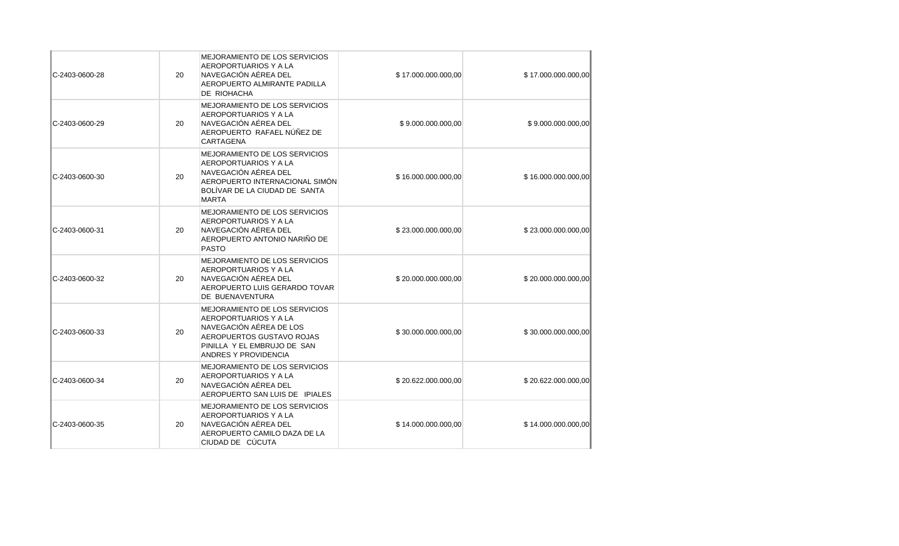| | | | | |
|---|---|---|---|---|
| C-2403-0600-28 | 20 | MEJORAMIENTO DE LOS SERVICIOS AEROPORTUARIOS Y A LA NAVEGACIÓN AÉREA DEL AEROPUERTO ALMIRANTE PADILLA DE RIOHACHA | $ 17.000.000.000,00 | $ 17.000.000.000,00 |
| C-2403-0600-29 | 20 | MEJORAMIENTO DE LOS SERVICIOS AEROPORTUARIOS Y A LA NAVEGACIÓN AÉREA DEL AEROPUERTO RAFAEL NÚÑEZ DE CARTAGENA | $ 9.000.000.000,00 | $ 9.000.000.000,00 |
| C-2403-0600-30 | 20 | MEJORAMIENTO DE LOS SERVICIOS AEROPORTUARIOS Y A LA NAVEGACIÓN AÉREA DEL AEROPUERTO INTERNACIONAL SIMÓN BOLÍVAR DE LA CIUDAD DE SANTA MARTA | $ 16.000.000.000,00 | $ 16.000.000.000,00 |
| C-2403-0600-31 | 20 | MEJORAMIENTO DE LOS SERVICIOS AEROPORTUARIOS Y A LA NAVEGACIÓN AÉREA DEL AEROPUERTO ANTONIO NARIÑO DE PASTO | $ 23.000.000.000,00 | $ 23.000.000.000,00 |
| C-2403-0600-32 | 20 | MEJORAMIENTO DE LOS SERVICIOS AEROPORTUARIOS Y A LA NAVEGACIÓN AÉREA DEL AEROPUERTO LUIS GERARDO TOVAR DE BUENAVENTURA | $ 20.000.000.000,00 | $ 20.000.000.000,00 |
| C-2403-0600-33 | 20 | MEJORAMIENTO DE LOS SERVICIOS AEROPORTUARIOS Y A LA NAVEGACIÓN AÉREA DE LOS AEROPUERTOS GUSTAVO ROJAS PINILLA Y EL EMBRUJO DE SAN ANDRES Y PROVIDENCIA | $ 30.000.000.000,00 | $ 30.000.000.000,00 |
| C-2403-0600-34 | 20 | MEJORAMIENTO DE LOS SERVICIOS AEROPORTUARIOS Y A LA NAVEGACIÓN AÉREA DEL AEROPUERTO SAN LUIS DE IPIALES | $ 20.622.000.000,00 | $ 20.622.000.000,00 |
| C-2403-0600-35 | 20 | MEJORAMIENTO DE LOS SERVICIOS AEROPORTUARIOS Y A LA NAVEGACIÓN AÉREA DEL AEROPUERTO CAMILO DAZA DE LA CIUDAD DE CÚCUTA | $ 14.000.000.000,00 | $ 14.000.000.000,00 |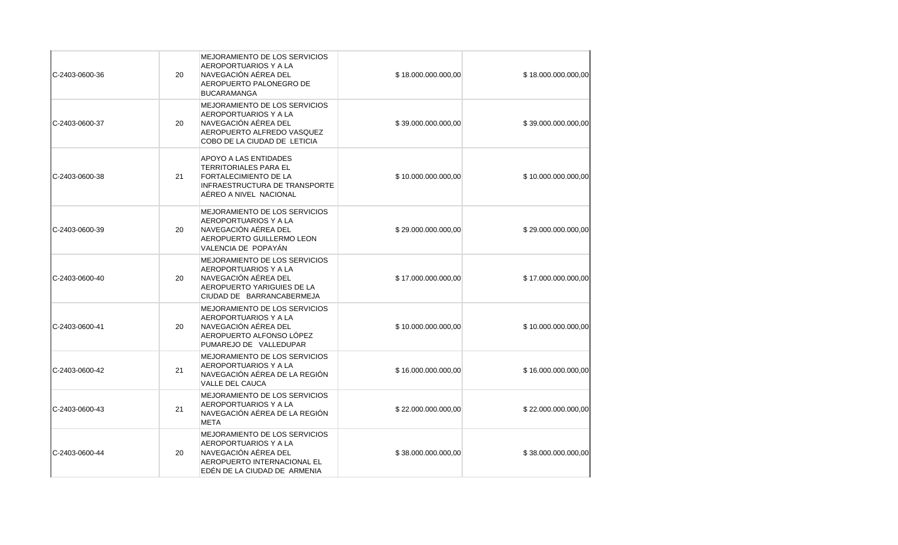| | | | | |
|---|---|---|---|---|
| C-2403-0600-36 | 20 | MEJORAMIENTO DE LOS SERVICIOS AEROPORTUARIOS Y A LA NAVEGACIÓN AÉREA DEL AEROPUERTO PALONEGRO DE BUCARAMANGA | $ 18.000.000.000,00 | $ 18.000.000.000,00 |
| C-2403-0600-37 | 20 | MEJORAMIENTO DE LOS SERVICIOS AEROPORTUARIOS Y A LA NAVEGACIÓN AÉREA DEL AEROPUERTO ALFREDO VASQUEZ COBO DE LA CIUDAD DE LETICIA | $ 39.000.000.000,00 | $ 39.000.000.000,00 |
| C-2403-0600-38 | 21 | APOYO A LAS ENTIDADES TERRITORIALES PARA EL FORTALECIMIENTO DE LA INFRAESTRUCTURA DE TRANSPORTE AÉREO A NIVEL NACIONAL | $ 10.000.000.000,00 | $ 10.000.000.000,00 |
| C-2403-0600-39 | 20 | MEJORAMIENTO DE LOS SERVICIOS AEROPORTUARIOS Y A LA NAVEGACIÓN AÉREA DEL AEROPUERTO GUILLERMO LEON VALENCIA DE POPAYÁN | $ 29.000.000.000,00 | $ 29.000.000.000,00 |
| C-2403-0600-40 | 20 | MEJORAMIENTO DE LOS SERVICIOS AEROPORTUARIOS Y A LA NAVEGACIÓN AÉREA DEL AEROPUERTO YARIGUIES DE LA CIUDAD DE BARRANCABERMEJA | $ 17.000.000.000,00 | $ 17.000.000.000,00 |
| C-2403-0600-41 | 20 | MEJORAMIENTO DE LOS SERVICIOS AEROPORTUARIOS Y A LA NAVEGACIÓN AÉREA DEL AEROPUERTO ALFONSO LÓPEZ PUMAREJO DE VALLEDUPAR | $ 10.000.000.000,00 | $ 10.000.000.000,00 |
| C-2403-0600-42 | 21 | MEJORAMIENTO DE LOS SERVICIOS AEROPORTUARIOS Y A LA NAVEGACIÓN AÉREA DE LA REGIÓN VALLE DEL CAUCA | $ 16.000.000.000,00 | $ 16.000.000.000,00 |
| C-2403-0600-43 | 21 | MEJORAMIENTO DE LOS SERVICIOS AEROPORTUARIOS Y A LA NAVEGACIÓN AÉREA DE LA REGIÓN META | $ 22.000.000.000,00 | $ 22.000.000.000,00 |
| C-2403-0600-44 | 20 | MEJORAMIENTO DE LOS SERVICIOS AEROPORTUARIOS Y A LA NAVEGACIÓN AÉREA DEL AEROPUERTO INTERNACIONAL EL EDÉN DE LA CIUDAD DE ARMENIA | $ 38.000.000.000,00 | $ 38.000.000.000,00 |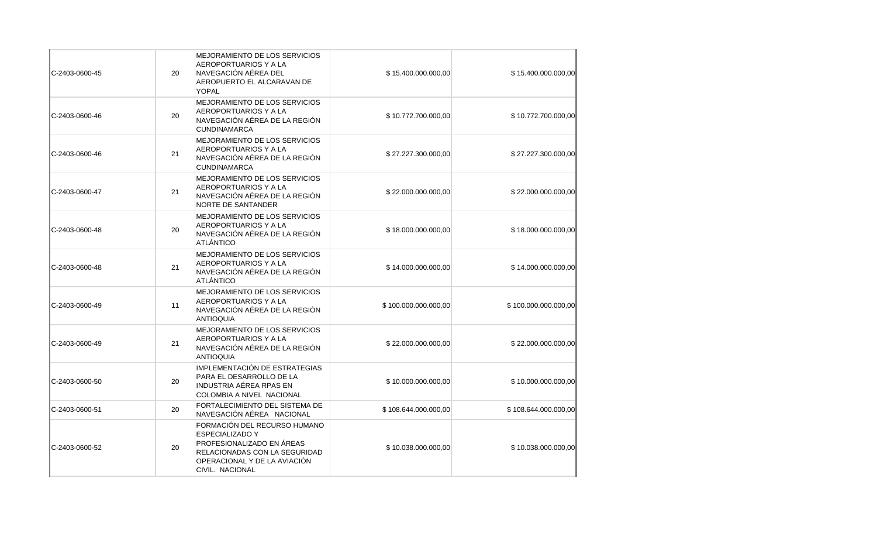| | | | | |
|---|---|---|---|---|
| C-2403-0600-45 | 20 | MEJORAMIENTO DE LOS SERVICIOS AEROPORTUARIOS Y A LA NAVEGACIÓN AÉREA DEL AEROPUERTO EL ALCARAVAN DE YOPAL | $ 15.400.000.000,00 | $ 15.400.000.000,00 |
| C-2403-0600-46 | 20 | MEJORAMIENTO DE LOS SERVICIOS AEROPORTUARIOS Y A LA NAVEGACIÓN AÉREA DE LA REGIÓN CUNDINAMARCA | $ 10.772.700.000,00 | $ 10.772.700.000,00 |
| C-2403-0600-46 | 21 | MEJORAMIENTO DE LOS SERVICIOS AEROPORTUARIOS Y A LA NAVEGACIÓN AÉREA DE LA REGIÓN CUNDINAMARCA | $ 27.227.300.000,00 | $ 27.227.300.000,00 |
| C-2403-0600-47 | 21 | MEJORAMIENTO DE LOS SERVICIOS AEROPORTUARIOS Y A LA NAVEGACIÓN AÉREA DE LA REGIÓN NORTE DE SANTANDER | $ 22.000.000.000,00 | $ 22.000.000.000,00 |
| C-2403-0600-48 | 20 | MEJORAMIENTO DE LOS SERVICIOS AEROPORTUARIOS Y A LA NAVEGACIÓN AÉREA DE LA REGIÓN ATLÁNTICO | $ 18.000.000.000,00 | $ 18.000.000.000,00 |
| C-2403-0600-48 | 21 | MEJORAMIENTO DE LOS SERVICIOS AEROPORTUARIOS Y A LA NAVEGACIÓN AÉREA DE LA REGIÓN ATLÁNTICO | $ 14.000.000.000,00 | $ 14.000.000.000,00 |
| C-2403-0600-49 | 11 | MEJORAMIENTO DE LOS SERVICIOS AEROPORTUARIOS Y A LA NAVEGACIÓN AÉREA DE LA REGIÓN ANTIOQUIA | $ 100.000.000.000,00 | $ 100.000.000.000,00 |
| C-2403-0600-49 | 21 | MEJORAMIENTO DE LOS SERVICIOS AEROPORTUARIOS Y A LA NAVEGACIÓN AÉREA DE LA REGIÓN ANTIOQUIA | $ 22.000.000.000,00 | $ 22.000.000.000,00 |
| C-2403-0600-50 | 20 | IMPLEMENTACIÓN DE ESTRATEGIAS PARA EL DESARROLLO DE LA INDUSTRIA AÉREA RPAS EN COLOMBIA A NIVEL NACIONAL | $ 10.000.000.000,00 | $ 10.000.000.000,00 |
| C-2403-0600-51 | 20 | FORTALECIMIENTO DEL SISTEMA DE NAVEGACIÓN AÉREA NACIONAL | $ 108.644.000.000,00 | $ 108.644.000.000,00 |
| C-2403-0600-52 | 20 | FORMACIÓN DEL RECURSO HUMANO ESPECIALIZADO Y PROFESIONALIZADO EN ÁREAS RELACIONADAS CON LA SEGURIDAD OPERACIONAL Y DE LA AVIACIÓN CIVIL. NACIONAL | $ 10.038.000.000,00 | $ 10.038.000.000,00 |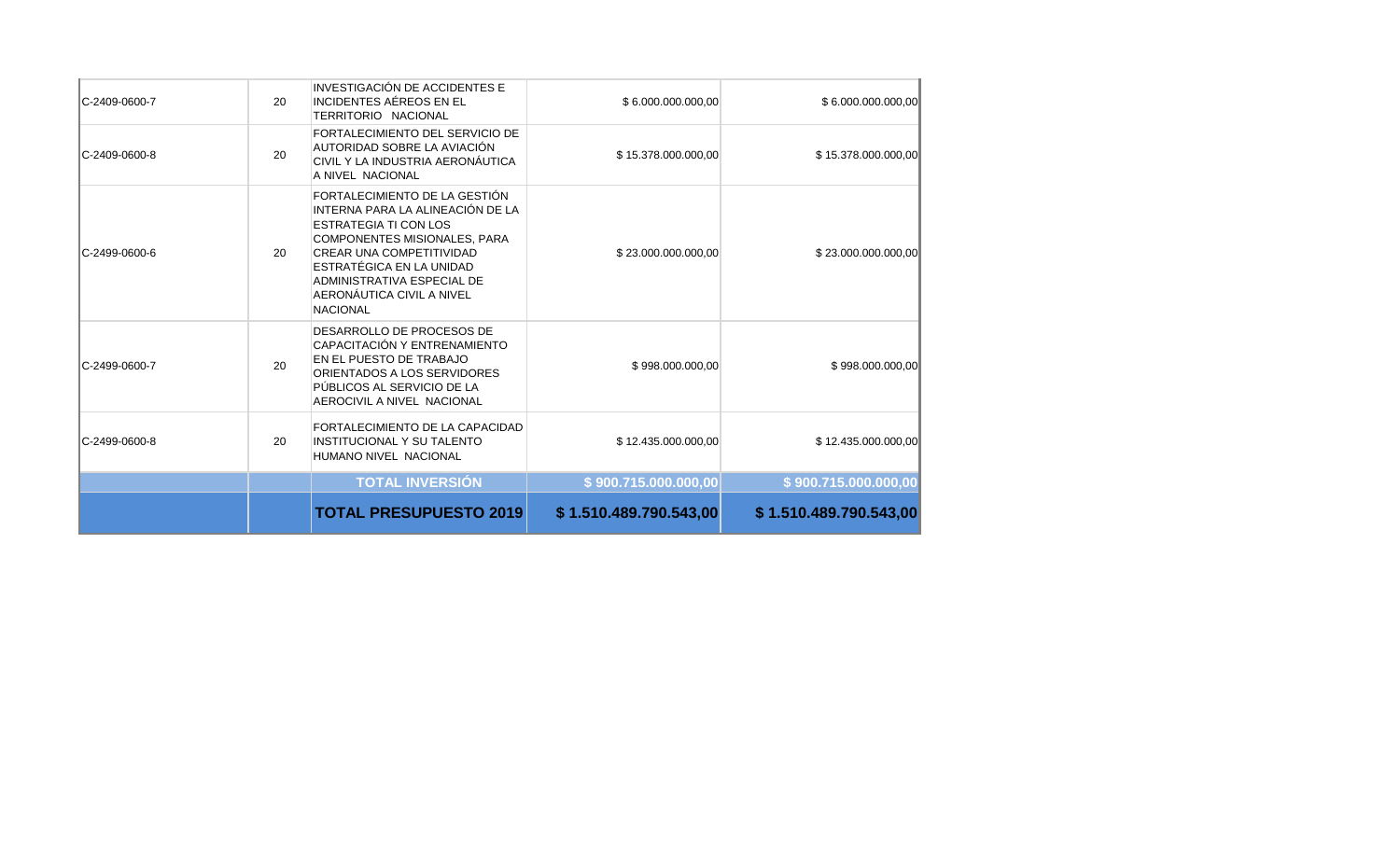| | | | | |
|---|---|---|---|---|
| C-2409-0600-7 | 20 | INVESTIGACIÓN DE ACCIDENTES E INCIDENTES AÉREOS EN EL TERRITORIO NACIONAL | $ 6.000.000.000,00 | $ 6.000.000.000,00 |
| C-2409-0600-8 | 20 | FORTALECIMIENTO DEL SERVICIO DE AUTORIDAD SOBRE LA AVIACIÓN CIVIL Y LA INDUSTRIA AERONÁUTICA A NIVEL NACIONAL | $ 15.378.000.000,00 | $ 15.378.000.000,00 |
| C-2499-0600-6 | 20 | FORTALECIMIENTO DE LA GESTIÓN INTERNA PARA LA ALINEACIÓN DE LA ESTRATEGIA TI CON LOS COMPONENTES MISIONALES, PARA CREAR UNA COMPETITIVIDAD ESTRATÉGICA EN LA UNIDAD ADMINISTRATIVA ESPECIAL DE AERONÁUTICA CIVIL A NIVEL NACIONAL | $ 23.000.000.000,00 | $ 23.000.000.000,00 |
| C-2499-0600-7 | 20 | DESARROLLO DE PROCESOS DE CAPACITACIÓN Y ENTRENAMIENTO EN EL PUESTO DE TRABAJO ORIENTADOS A LOS SERVIDORES PÚBLICOS AL SERVICIO DE LA AEROCIVIL A NIVEL NACIONAL | $ 998.000.000,00 | $ 998.000.000,00 |
| C-2499-0600-8 | 20 | FORTALECIMIENTO DE LA CAPACIDAD INSTITUCIONAL Y SU TALENTO HUMANO NIVEL NACIONAL | $ 12.435.000.000,00 | $ 12.435.000.000,00 |
| | | **TOTAL INVERSIÓN** | **$ 900.715.000.000,00** | **$ 900.715.000.000,00** |
| | | **TOTAL PRESUPUESTO 2019** | **$ 1.510.489.790.543,00** | **$ 1.510.489.790.543,00** |